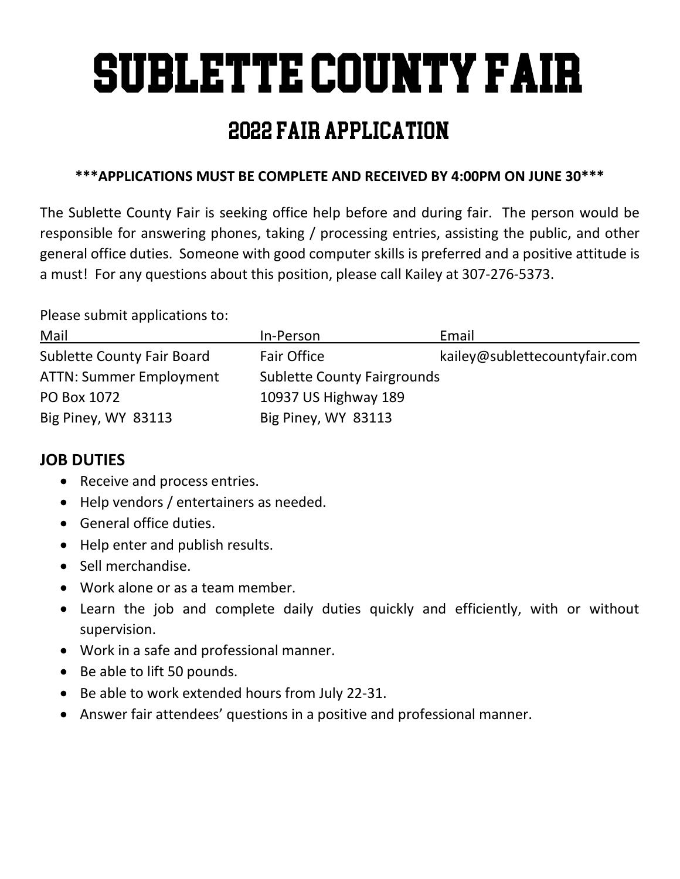# SUBLETTE COUNTY FAIR

## 2022 FAIR APPLICATION

**\*\*\*APPLICATIONS MUST BE COMPLETE AND RECEIVED BY 4:00PM ON JUNE 30\*\*\***

The Sublette County Fair is seeking office help before and during fair. The person would be responsible for answering phones, taking / processing entries, assisting the public, and other general office duties. Someone with good computer skills is preferred and a positive attitude is a must! For any questions about this position, please call Kailey at 307-276-5373.

Please submit applications to:

| Mail | In-Person | Email |
|---|---|---|
| Sublette County Fair Board | Fair Office | kailey@sublettecountyfair.com |
| ATTN: Summer Employment | Sublette County Fairgrounds | |
| PO Box 1072 | 10937 US Highway 189 | |
| Big Piney, WY 83113 | Big Piney, WY 83113 | |

### JOB DUTIES

- Receive and process entries.
- Help vendors / entertainers as needed.
- General office duties.
- Help enter and publish results.
- Sell merchandise.
- Work alone or as a team member.
- Learn the job and complete daily duties quickly and efficiently, with or without supervision.
- Work in a safe and professional manner.
- Be able to lift 50 pounds.
- Be able to work extended hours from July 22-31.
- Answer fair attendees' questions in a positive and professional manner.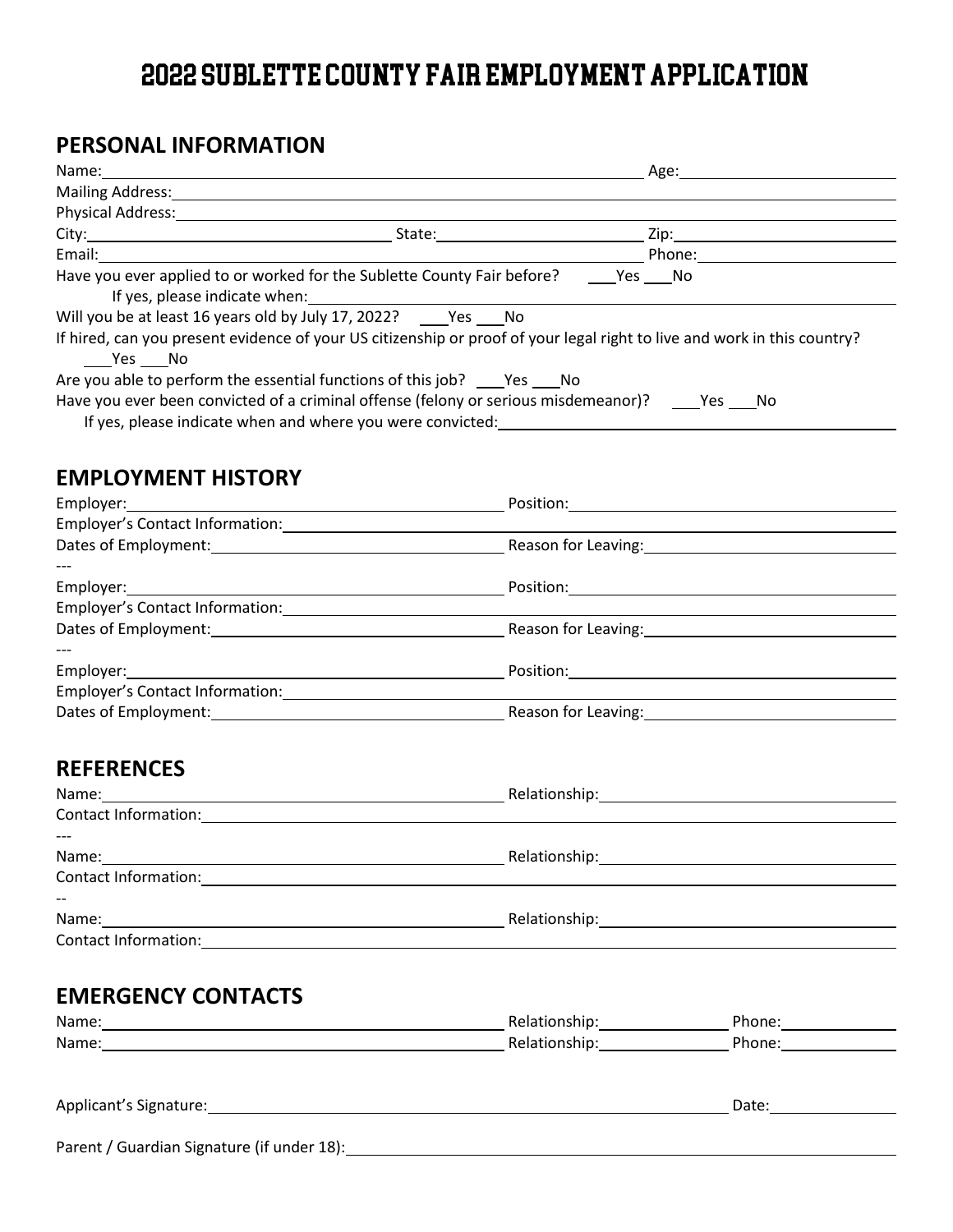# 2022 SUBLETTE COUNTY FAIR EMPLOYMENT APPLICATION

## PERSONAL INFORMATION

Name:\_\_\_\_\_\_\_\_\_\_\_\_\_\_\_\_\_\_\_\_\_\_\_\_\_\_\_\_ Age:\_\_\_\_\_\_\_\_\_\_

Mailing Address:\_\_\_\_\_\_\_\_\_\_\_\_\_\_\_\_\_\_\_\_\_\_\_\_\_\_\_\_

Physical Address:\_\_\_\_\_\_\_\_\_\_\_\_\_\_\_\_\_\_\_\_\_\_\_\_\_\_\_\_

City:\_\_\_\_\_\_\_\_\_\_\_\_\_\_ State:\_\_\_\_\_\_\_\_\_\_ Zip:\_\_\_\_\_\_\_\_\_\_

Email:\_\_\_\_\_\_\_\_\_\_\_\_\_\_\_\_\_\_\_\_\_\_\_\_\_\_\_\_ Phone:\_\_\_\_\_\_\_\_\_\_

Have you ever applied to or worked for the Sublette County Fair before? \_\_\_Yes \_\_\_No

If yes, please indicate when:\_\_\_\_\_\_\_\_\_\_\_\_\_\_\_\_\_\_\_\_\_\_\_\_\_\_\_\_

Will you be at least 16 years old by July 17, 2022? \_\_\_Yes \_\_\_No

If hired, can you present evidence of your US citizenship or proof of your legal right to live and work in this country? \_\_\_Yes \_\_\_No

Are you able to perform the essential functions of this job? \_\_\_Yes \_\_\_No

Have you ever been convicted of a criminal offense (felony or serious misdemeanor)? \_\_\_Yes \_\_\_No

If yes, please indicate when and where you were convicted:\_\_\_\_\_\_\_\_\_\_\_\_\_\_\_\_\_\_\_\_\_\_\_\_\_\_\_\_

## EMPLOYMENT HISTORY

Employer:\_\_\_\_\_\_\_\_\_\_\_\_\_\_\_\_\_\_\_\_ Position:\_\_\_\_\_\_\_\_\_\_\_\_\_\_\_\_\_\_\_\_

Employer's Contact Information:\_\_\_\_\_\_\_\_\_\_\_\_\_\_\_\_\_\_\_\_\_\_\_\_\_\_\_\_

Dates of Employment:\_\_\_\_\_\_\_\_\_\_\_\_\_\_\_\_\_\_\_\_ Reason for Leaving:\_\_\_\_\_\_\_\_\_\_\_\_\_\_\_\_\_\_\_\_

---

Employer:\_\_\_\_\_\_\_\_\_\_\_\_\_\_\_\_\_\_\_\_ Position:\_\_\_\_\_\_\_\_\_\_\_\_\_\_\_\_\_\_\_\_

Employer's Contact Information:\_\_\_\_\_\_\_\_\_\_\_\_\_\_\_\_\_\_\_\_\_\_\_\_\_\_\_\_

Dates of Employment:\_\_\_\_\_\_\_\_\_\_\_\_\_\_\_\_\_\_\_\_ Reason for Leaving:\_\_\_\_\_\_\_\_\_\_\_\_\_\_\_\_\_\_\_\_

---

Employer:\_\_\_\_\_\_\_\_\_\_\_\_\_\_\_\_\_\_\_\_ Position:\_\_\_\_\_\_\_\_\_\_\_\_\_\_\_\_\_\_\_\_

Employer's Contact Information:\_\_\_\_\_\_\_\_\_\_\_\_\_\_\_\_\_\_\_\_\_\_\_\_\_\_\_\_

Dates of Employment:\_\_\_\_\_\_\_\_\_\_\_\_\_\_\_\_\_\_\_\_ Reason for Leaving:\_\_\_\_\_\_\_\_\_\_\_\_\_\_\_\_\_\_\_\_

## REFERENCES

Name:\_\_\_\_\_\_\_\_\_\_\_\_\_\_\_\_\_\_\_\_ Relationship:\_\_\_\_\_\_\_\_\_\_\_\_\_\_\_\_\_\_\_\_

Contact Information:\_\_\_\_\_\_\_\_\_\_\_\_\_\_\_\_\_\_\_\_\_\_\_\_\_\_\_\_

---

Name:\_\_\_\_\_\_\_\_\_\_\_\_\_\_\_\_\_\_\_\_ Relationship:\_\_\_\_\_\_\_\_\_\_\_\_\_\_\_\_\_\_\_\_

Contact Information:\_\_\_\_\_\_\_\_\_\_\_\_\_\_\_\_\_\_\_\_\_\_\_\_\_\_\_\_

--

Name:\_\_\_\_\_\_\_\_\_\_\_\_\_\_\_\_\_\_\_\_ Relationship:\_\_\_\_\_\_\_\_\_\_\_\_\_\_\_\_\_\_\_\_

Contact Information:\_\_\_\_\_\_\_\_\_\_\_\_\_\_\_\_\_\_\_\_\_\_\_\_\_\_\_\_

## EMERGENCY CONTACTS

Name:\_\_\_\_\_\_\_\_\_\_\_\_\_\_\_\_\_\_\_\_ Relationship:\_\_\_\_\_\_\_\_\_\_ Phone:\_\_\_\_\_\_\_\_\_\_

Name:\_\_\_\_\_\_\_\_\_\_\_\_\_\_\_\_\_\_\_\_ Relationship:\_\_\_\_\_\_\_\_\_\_ Phone:\_\_\_\_\_\_\_\_\_\_

Applicant's Signature:\_\_\_\_\_\_\_\_\_\_\_\_\_\_\_\_\_\_\_\_\_\_\_\_\_\_\_\_ Date:\_\_\_\_\_\_\_\_\_\_

Parent / Guardian Signature (if under 18):\_\_\_\_\_\_\_\_\_\_\_\_\_\_\_\_\_\_\_\_\_\_\_\_\_\_\_\_